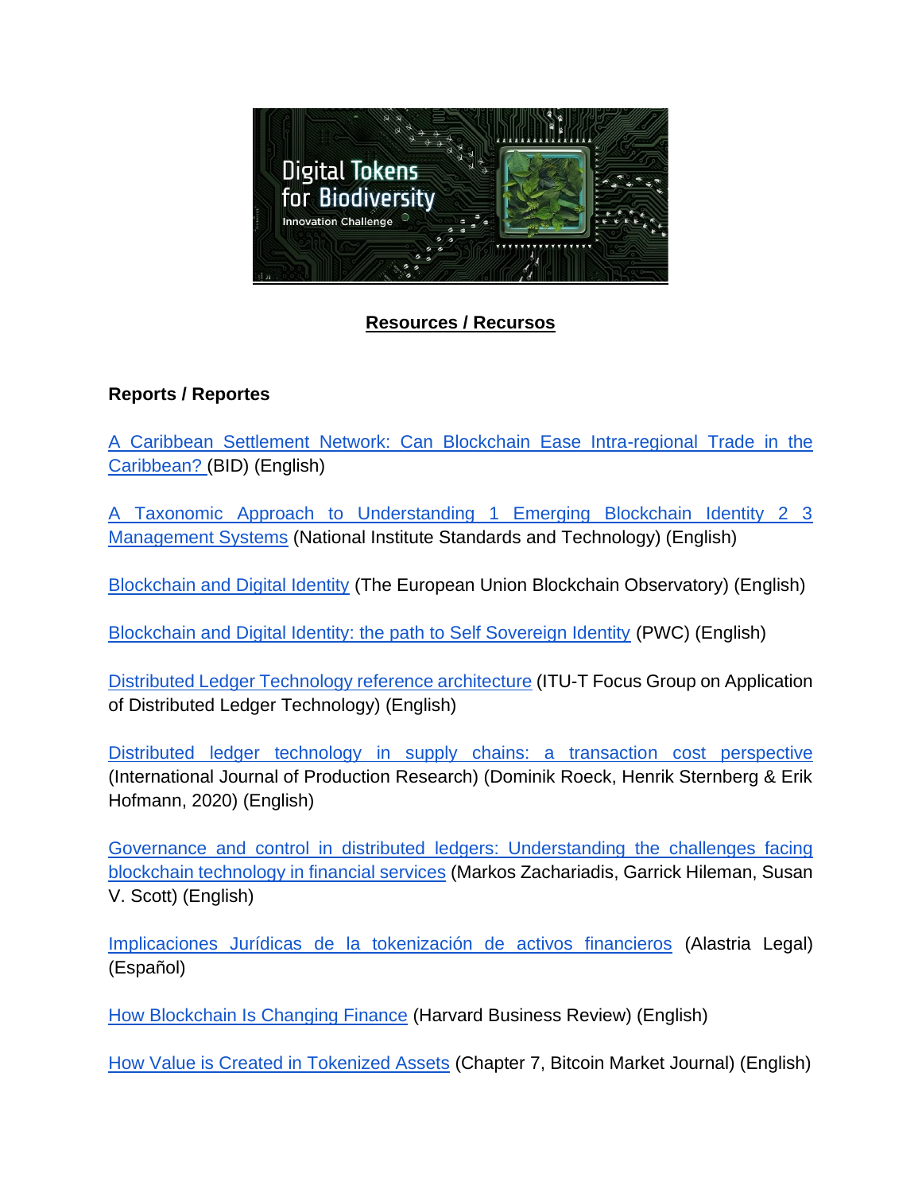## Resources / Recursos

### Reports / Reportes

A Caribbean Settlement Network: Can Blockchain Ease Intra-regional Trade in the Caribbean? (BID) (English)

A Taxonomic Approach to Understanding 1 Emerging Blockchain Identity 2 3 Management Systems (National Institute Standards and Technology) (English)

Blockchain and Digital Identity (The European Union Blockchain Observatory) (English)

Blockchain and Digital Identity: the path to Self Sovereign Identity (PWC) (English)

Distributed Ledger Technology reference architecture (ITU-T Focus Group on Application of Distributed Ledger Technology) (English)

Distributed ledger technology in supply chains: a transaction cost perspective (International Journal of Production Research) (Dominik Roeck, Henrik Sternberg & Erik Hofmann, 2020) (English)

Governance and control in distributed ledgers: Understanding the challenges facing blockchain technology in financial services (Markos Zachariadis, Garrick Hileman, Susan V. Scott) (English)

Implicaciones Jurídicas de la tokenización de activos financieros (Alastria Legal) (Español)

How Blockchain Is Changing Finance (Harvard Business Review) (English)

How Value is Created in Tokenized Assets (Chapter 7, Bitcoin Market Journal) (English)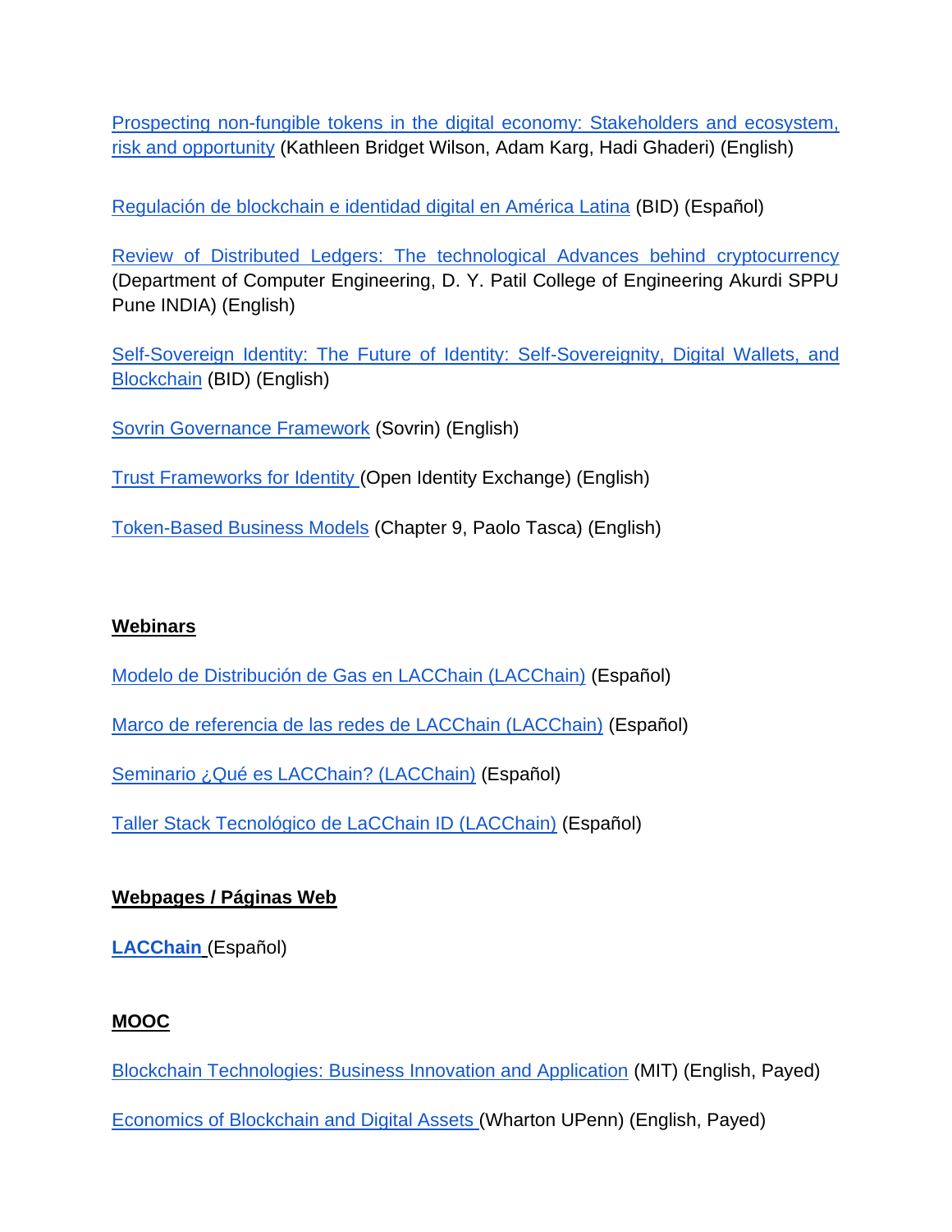Prospecting non-fungible tokens in the digital economy: Stakeholders and ecosystem, risk and opportunity (Kathleen Bridget Wilson, Adam Karg, Hadi Ghaderi) (English)

Regulación de blockchain e identidad digital en América Latina (BID) (Español)

Review of Distributed Ledgers: The technological Advances behind cryptocurrency (Department of Computer Engineering, D. Y. Patil College of Engineering Akurdi SPPU Pune INDIA) (English)

Self-Sovereign Identity: The Future of Identity: Self-Sovereignity, Digital Wallets, and Blockchain (BID) (English)

Sovrin Governance Framework (Sovrin) (English)

Trust Frameworks for Identity (Open Identity Exchange) (English)

Token-Based Business Models (Chapter 9, Paolo Tasca) (English)

**Webinars**

Modelo de Distribución de Gas en LACChain (LACChain) (Español)

Marco de referencia de las redes de LACChain (LACChain) (Español)

Seminario ¿Qué es LACChain? (LACChain) (Español)

Taller Stack Tecnológico de LaCChain ID (LACChain) (Español)

**Webpages / Páginas Web**

**LACChain** (Español)

**MOOC**

Blockchain Technologies: Business Innovation and Application (MIT) (English, Payed)

Economics of Blockchain and Digital Assets (Wharton UPenn) (English, Payed)